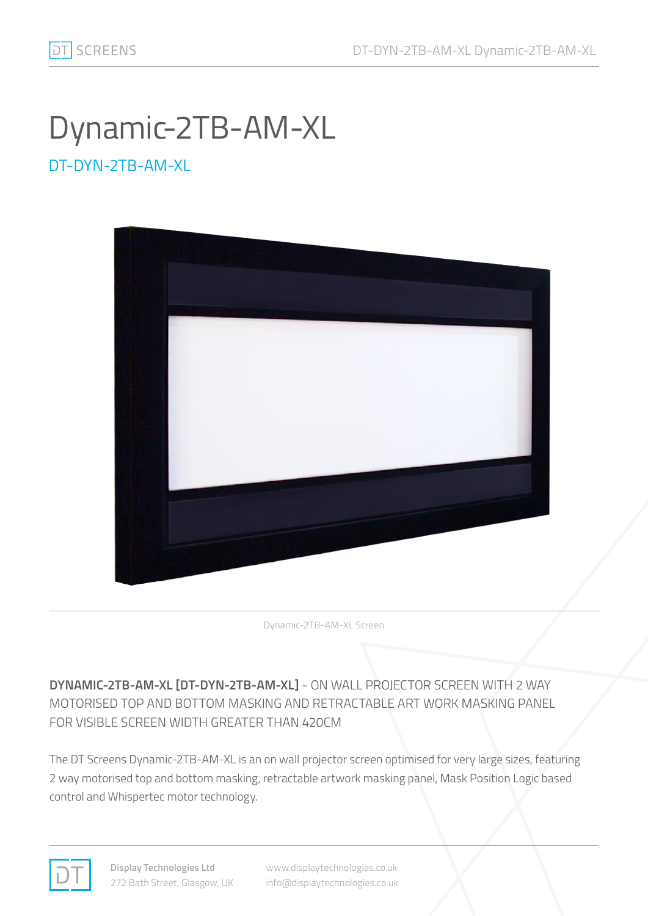# Dynamic-2TB-AM-XL

## DT-DYN-2TB-AM-XL

Dynamic-2TB-AM-XL Screen

**DYNAMIC-2TB-AM-XL [DT-DYN-2TB-AM-XL]** - ON WALL PROJECTOR SCREEN WITH 2 WAY MOTORISED TOP AND BOTTOM MASKING AND RETRACTABLE ART WORK MASKING PANEL FOR VISIBLE SCREEN WIDTH GREATER THAN 420CM

The DT Screens Dynamic-2TB-AM-XL is an on wall projector screen optimised for very large sizes, featuring 2 way motorised top and bottom masking, retractable artwork masking panel, Mask Position Logic based control and Whispertec motor technology.

**Display Technologies Ltd**
272 Bath Street, Glasgow, UK

www.displaytechnologies.co.uk
info@displaytechnologies.co.uk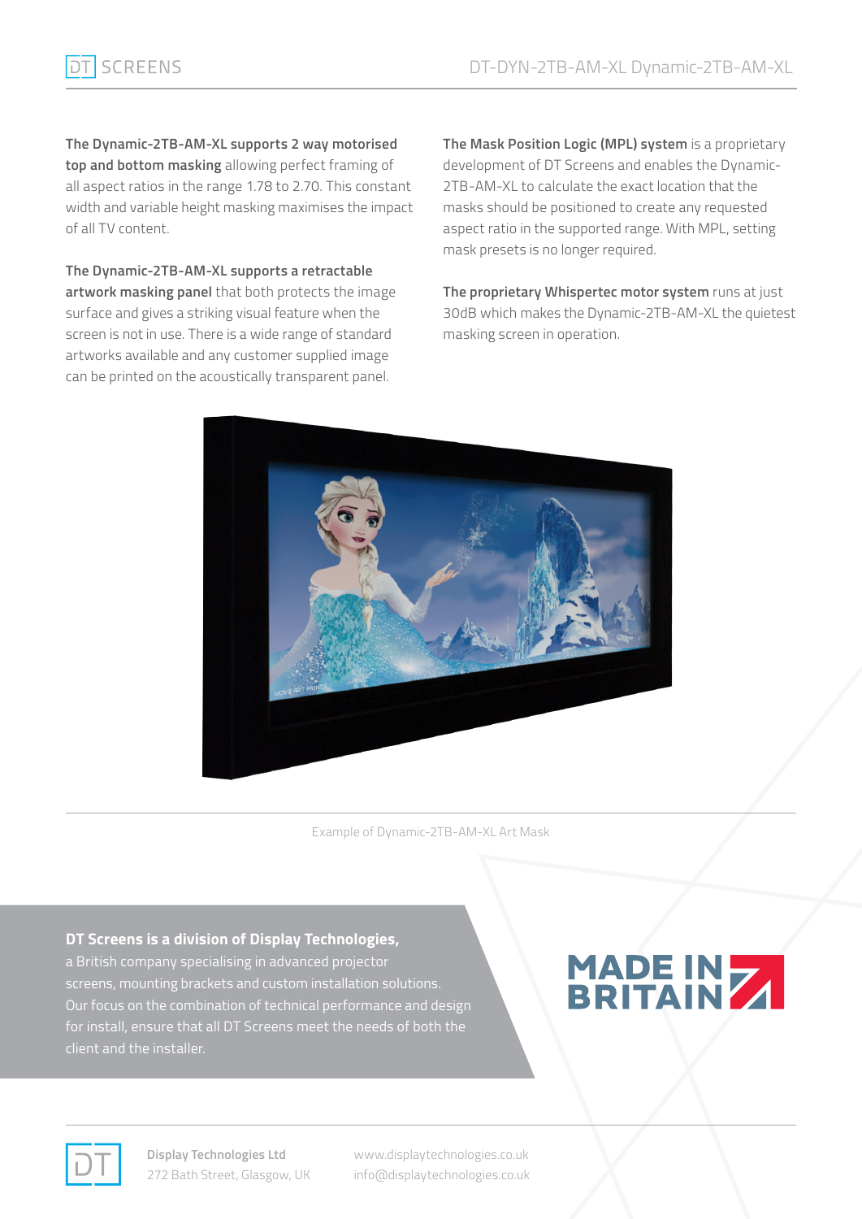**The Dynamic-2TB-AM-XL supports 2 way motorised top and bottom masking** allowing perfect framing of all aspect ratios in the range 1.78 to 2.70. This constant width and variable height masking maximises the impact of all TV content.

**The Dynamic-2TB-AM-XL supports a retractable artwork masking panel** that both protects the image surface and gives a striking visual feature when the screen is not in use. There is a wide range of standard artworks available and any customer supplied image can be printed on the acoustically transparent panel.

**The Mask Position Logic (MPL) system** is a proprietary development of DT Screens and enables the Dynamic-2TB-AM-XL to calculate the exact location that the masks should be positioned to create any requested aspect ratio in the supported range. With MPL, setting mask presets is no longer required.

**The proprietary Whispertec motor system** runs at just 30dB which makes the Dynamic-2TB-AM-XL the quietest masking screen in operation.

Example of Dynamic-2TB-AM-XL Art Mask

**DT Screens is a division of Display Technologies,** a British company specialising in advanced projector screens, mounting brackets and custom installation solutions. Our focus on the combination of technical performance and design for install, ensure that all DT Screens meet the needs of both the client and the installer.

MADE IN BRITAIN

**Display Technologies Ltd**
272 Bath Street, Glasgow, UK

www.displaytechnologies.co.uk
info@displaytechnologies.co.uk